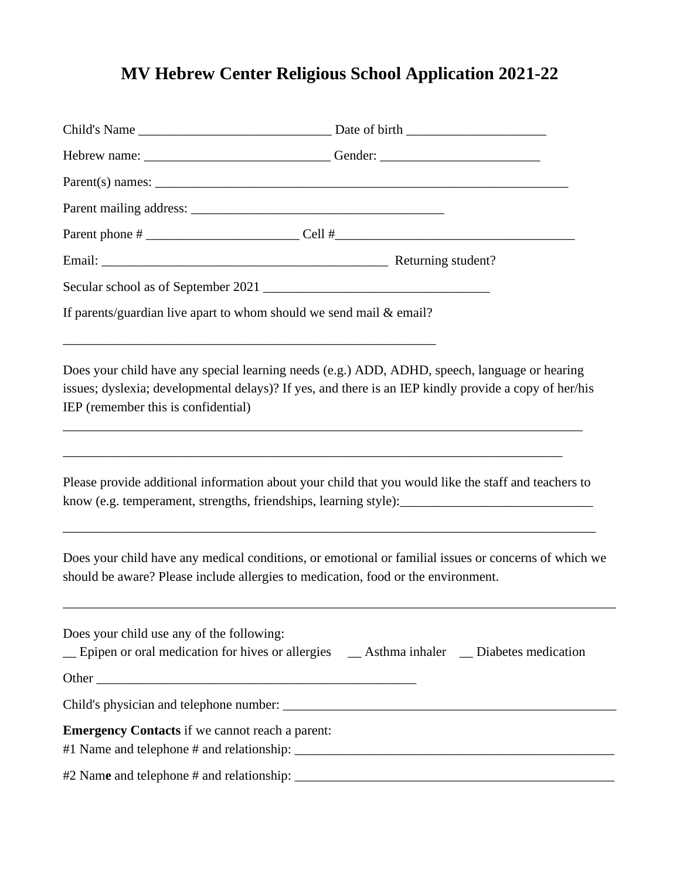# MV Hebrew Center Religious School Application 2021-22

Child's Name _____________________________ Date of birth _____________________

Hebrew name: ____________________________ Gender: ________________________

Parent(s) names: ______________________________________________________________

Parent mailing address: ______________________________________

Parent phone # _______________________ Cell #___________________________________

Email: ___________________________________________ Returning student?

Secular school as of September 2021 __________________________________

If parents/guardian live apart to whom should we send mail & email?

_________________________________________________________

Does your child have any special learning needs (e.g.) ADD, ADHD, speech, language or hearing issues; dyslexia; developmental delays)? If yes, and there is an IEP kindly provide a copy of her/his IEP (remember this is confidential)

_______________________________________________________________________________

____________________________________________________________________________

Please provide additional information about your child that you would like the staff and teachers to know (e.g. temperament, strengths, friendships, learning style):_____________________________

_________________________________________________________________________________

Does your child have any medical conditions, or emotional or familial issues or concerns of which we should be aware? Please include allergies to medication, food or the environment.

____________________________________________________________________________________

Does your child use any of the following:
__ Epipen or oral medication for hives or allergies __ Asthma inhaler __ Diabetes medication

Other __________________________________________________

Child's physician and telephone number: ___________________________________________________

**Emergency Contacts** if we cannot reach a parent:
#1 Name and telephone # and relationship: _________________________________________________

#2 Name and telephone # and relationship: _________________________________________________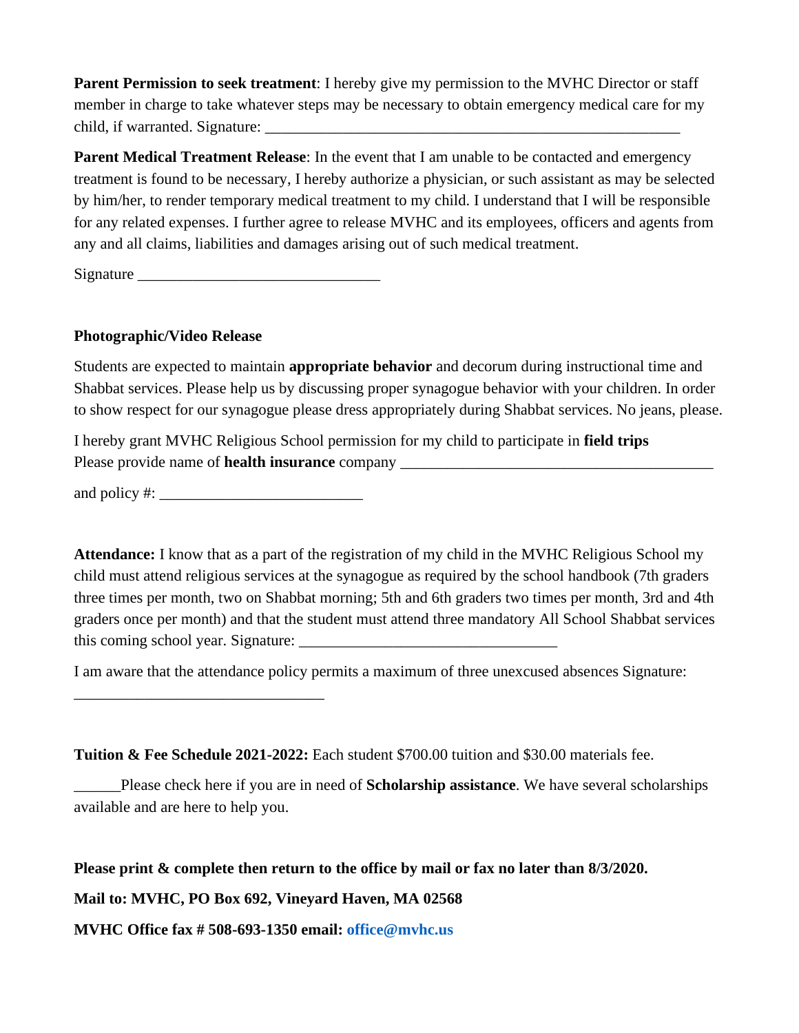**Parent Permission to seek treatment**: I hereby give my permission to the MVHC Director or staff member in charge to take whatever steps may be necessary to obtain emergency medical care for my child, if warranted. Signature: ______________________________________________________

**Parent Medical Treatment Release**: In the event that I am unable to be contacted and emergency treatment is found to be necessary, I hereby authorize a physician, or such assistant as may be selected by him/her, to render temporary medical treatment to my child. I understand that I will be responsible for any related expenses. I further agree to release MVHC and its employees, officers and agents from any and all claims, liabilities and damages arising out of such medical treatment.

Signature ________________________________

**Photographic/Video Release**

Students are expected to maintain **appropriate behavior** and decorum during instructional time and Shabbat services. Please help us by discussing proper synagogue behavior with your children. In order to show respect for our synagogue please dress appropriately during Shabbat services. No jeans, please.

I hereby grant MVHC Religious School permission for my child to participate in **field trips**
Please provide name of **health insurance** company _________________________________________

and policy #: ___________________________

**Attendance:** I know that as a part of the registration of my child in the MVHC Religious School my child must attend religious services at the synagogue as required by the school handbook (7th graders three times per month, two on Shabbat morning; 5th and 6th graders two times per month, 3rd and 4th graders once per month) and that the student must attend three mandatory All School Shabbat services this coming school year. Signature: _________________________________

I am aware that the attendance policy permits a maximum of three unexcused absences Signature: _________________________________

**Tuition & Fee Schedule 2021-2022:** Each student $700.00 tuition and $30.00 materials fee.

______Please check here if you are in need of **Scholarship assistance**. We have several scholarships available and are here to help you.

**Please print & complete then return to the office by mail or fax no later than 8/3/2020.**

**Mail to: MVHC, PO Box 692, Vineyard Haven, MA 02568**

**MVHC Office fax # 508-693-1350 email: office@mvhc.us**